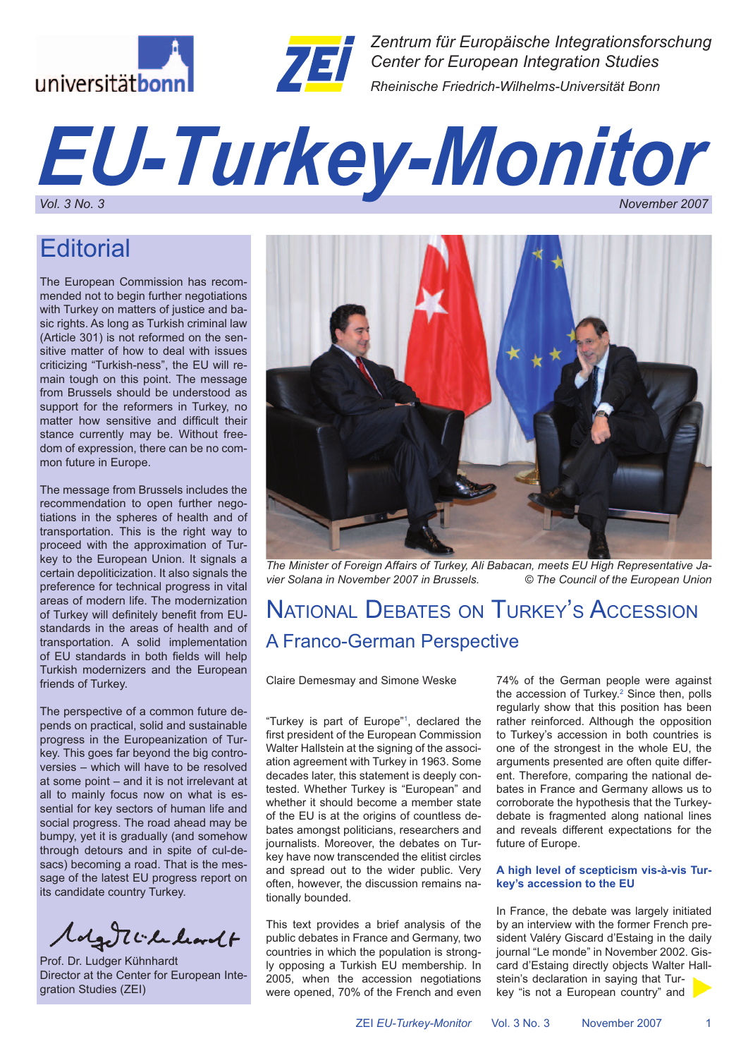Zentrum für Europäische Integrationsforschung
Center for European Integration Studies
Rheinische Friedrich-Wilhelms-Universität Bonn

# EU-Turkey-Monitor

Vol. 3 No. 3 — November 2007

## Editorial

The European Commission has recommended not to begin further negotiations with Turkey on matters of justice and basic rights. As long as Turkish criminal law (Article 301) is not reformed on the sensitive matter of how to deal with issues criticizing "Turkish-ness", the EU will remain tough on this point. The message from Brussels should be understood as support for the reformers in Turkey, no matter how sensitive and difficult their stance currently may be. Without freedom of expression, there can be no common future in Europe.

The message from Brussels includes the recommendation to open further negotiations in the spheres of health and of transportation. This is the right way to proceed with the approximation of Turkey to the European Union. It signals a certain depoliticization. It also signals the preference for technical progress in vital areas of modern life. The modernization of Turkey will definitely benefit from EU-standards in the areas of health and of transportation. A solid implementation of EU standards in both fields will help Turkish modernizers and the European friends of Turkey.

The perspective of a common future depends on practical, solid and sustainable progress in the Europeanization of Turkey. This goes far beyond the big controversies – which will have to be resolved at some point – and it is not irrelevant at all to mainly focus now on what is essential for key sectors of human life and social progress. The road ahead may be bumpy, yet it is gradually (and somehow through detours and in spite of cul-de-sacs) becoming a road. That is the message of the latest EU progress report on its candidate country Turkey.

Prof. Dr. Ludger Kühnhardt
Director at the Center for European Integration Studies (ZEI)

*The Minister of Foreign Affairs of Turkey, Ali Babacan, meets EU High Representative Javier Solana in November 2007 in Brussels. © The Council of the European Union*

## National Debates on Turkey's Accession

### A Franco-German Perspective

Claire Demesmay and Simone Weske

"Turkey is part of Europe"[1], declared the first president of the European Commission Walter Hallstein at the signing of the association agreement with Turkey in 1963. Some decades later, this statement is deeply contested. Whether Turkey is "European" and whether it should become a member state of the EU is at the origins of countless debates amongst politicians, researchers and journalists. Moreover, the debates on Turkey have now transcended the elitist circles and spread out to the wider public. Very often, however, the discussion remains nationally bounded.

This text provides a brief analysis of the public debates in France and Germany, two countries in which the population is strongly opposing a Turkish EU membership. In 2005, when the accession negotiations were opened, 70% of the French and even 74% of the German people were against the accession of Turkey.[2] Since then, polls regularly show that this position has been rather reinforced. Although the opposition to Turkey's accession in both countries is one of the strongest in the whole EU, the arguments presented are often quite different. Therefore, comparing the national debates in France and Germany allows us to corroborate the hypothesis that the Turkey-debate is fragmented along national lines and reveals different expectations for the future of Europe.

**A high level of scepticism vis-à-vis Turkey's accession to the EU**

In France, the debate was largely initiated by an interview with the former French president Valéry Giscard d'Estaing in the daily journal "Le monde" in November 2002. Giscard d'Estaing directly objects Walter Hallstein's declaration in saying that Turkey "is not a European country" and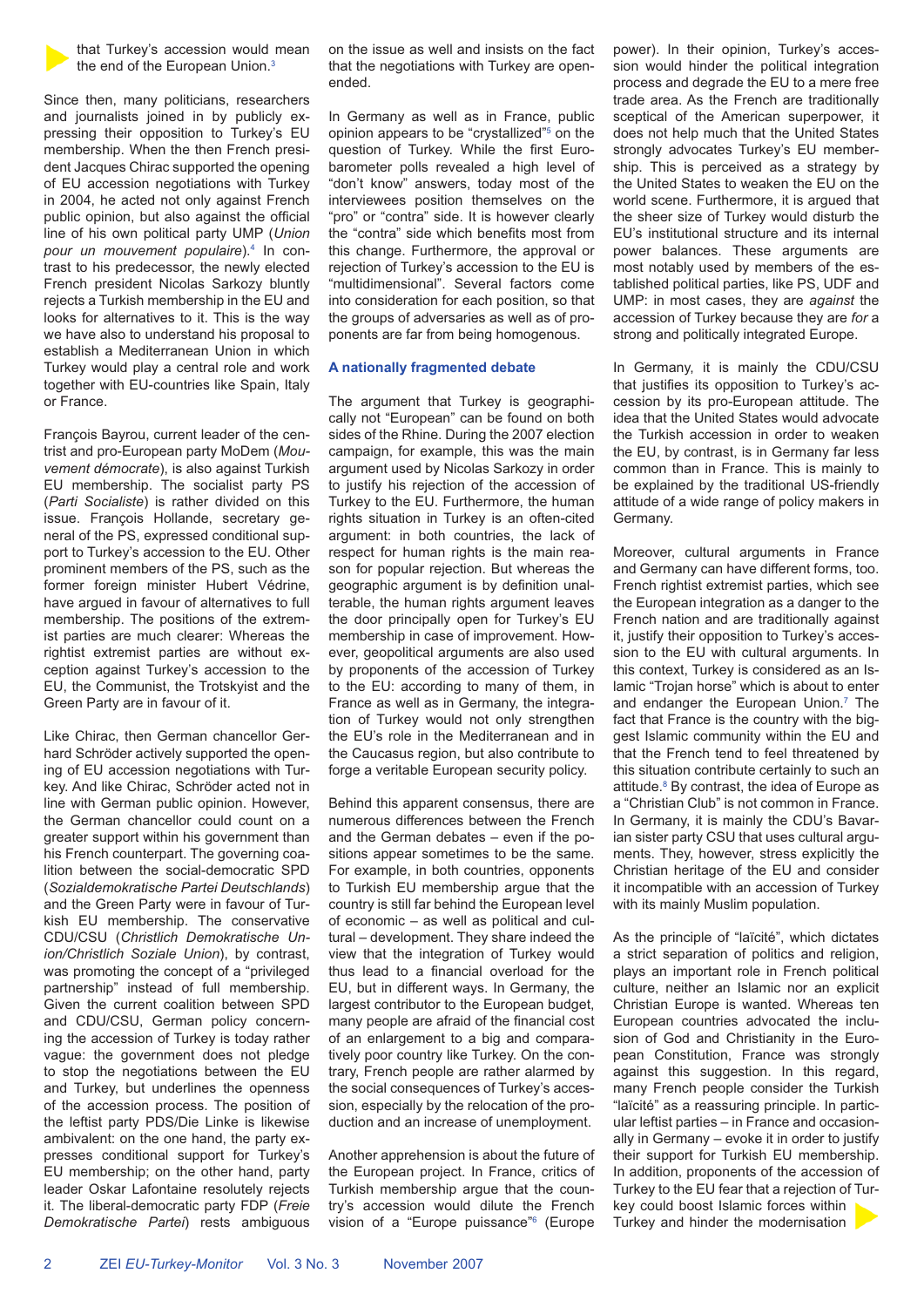that Turkey's accession would mean the end of the European Union.[3]

Since then, many politicians, researchers and journalists joined in by publicly expressing their opposition to Turkey's EU membership. When the then French president Jacques Chirac supported the opening of EU accession negotiations with Turkey in 2004, he acted not only against French public opinion, but also against the official line of his own political party UMP (*Union pour un mouvement populaire*).[4] In contrast to his predecessor, the newly elected French president Nicolas Sarkozy bluntly rejects a Turkish membership in the EU and looks for alternatives to it. This is the way we have also to understand his proposal to establish a Mediterranean Union in which Turkey would play a central role and work together with EU-countries like Spain, Italy or France.

François Bayrou, current leader of the centrist and pro-European party MoDem (*Mouvement démocrate*), is also against Turkish EU membership. The socialist party PS (*Parti Socialiste*) is rather divided on this issue. François Hollande, secretary general of the PS, expressed conditional support to Turkey's accession to the EU. Other prominent members of the PS, such as the former foreign minister Hubert Védrine, have argued in favour of alternatives to full membership. The positions of the extremist parties are much clearer: Whereas the rightist extremist parties are without exception against Turkey's accession to the EU, the Communist, the Trotskyist and the Green Party are in favour of it.

Like Chirac, then German chancellor Gerhard Schröder actively supported the opening of EU accession negotiations with Turkey. And like Chirac, Schröder acted not in line with German public opinion. However, the German chancellor could count on a greater support within his government than his French counterpart. The governing coalition between the social-democratic SPD (*Sozialdemokratische Partei Deutschlands*) and the Green Party were in favour of Turkish EU membership. The conservative CDU/CSU (*Christlich Demokratische Union/Christlich Soziale Union*), by contrast, was promoting the concept of a "privileged partnership" instead of full membership. Given the current coalition between SPD and CDU/CSU, German policy concerning the accession of Turkey is today rather vague: the government does not pledge to stop the negotiations between the EU and Turkey, but underlines the openness of the accession process. The position of the leftist party PDS/Die Linke is likewise ambivalent: on the one hand, the party expresses conditional support for Turkey's EU membership; on the other hand, party leader Oskar Lafontaine resolutely rejects it. The liberal-democratic party FDP (*Freie Demokratische Partei*) rests ambiguous on the issue as well and insists on the fact that the negotiations with Turkey are open-ended.

In Germany as well as in France, public opinion appears to be "crystallized"[5] on the question of Turkey. While the first Eurobarometer polls revealed a high level of "don't know" answers, today most of the interviewees position themselves on the "pro" or "contra" side. It is however clearly the "contra" side which benefits most from this change. Furthermore, the approval or rejection of Turkey's accession to the EU is "multidimensional". Several factors come into consideration for each position, so that the groups of adversaries as well as of proponents are far from being homogenous.

## A nationally fragmented debate

The argument that Turkey is geographically not "European" can be found on both sides of the Rhine. During the 2007 election campaign, for example, this was the main argument used by Nicolas Sarkozy in order to justify his rejection of the accession of Turkey to the EU. Furthermore, the human rights situation in Turkey is an often-cited argument: in both countries, the lack of respect for human rights is the main reason for popular rejection. But whereas the geographic argument is by definition unalterable, the human rights argument leaves the door principally open for Turkey's EU membership in case of improvement. However, geopolitical arguments are also used by proponents of the accession of Turkey to the EU: according to many of them, in France as well as in Germany, the integration of Turkey would not only strengthen the EU's role in the Mediterranean and in the Caucasus region, but also contribute to forge a veritable European security policy.

Behind this apparent consensus, there are numerous differences between the French and the German debates – even if the positions appear sometimes to be the same. For example, in both countries, opponents to Turkish EU membership argue that the country is still far behind the European level of economic – as well as political and cultural – development. They share indeed the view that the integration of Turkey would thus lead to a financial overload for the EU, but in different ways. In Germany, the largest contributor to the European budget, many people are afraid of the financial cost of an enlargement to a big and comparatively poor country like Turkey. On the contrary, French people are rather alarmed by the social consequences of Turkey's accession, especially by the relocation of the production and an increase of unemployment.

Another apprehension is about the future of the European project. In France, critics of Turkish membership argue that the country's accession would dilute the French vision of a "Europe puissance"[6] (Europe power). In their opinion, Turkey's accession would hinder the political integration process and degrade the EU to a mere free trade area. As the French are traditionally sceptical of the American superpower, it does not help much that the United States strongly advocates Turkey's EU membership. This is perceived as a strategy by the United States to weaken the EU on the world scene. Furthermore, it is argued that the sheer size of Turkey would disturb the EU's institutional structure and its internal power balances. These arguments are most notably used by members of the established political parties, like PS, UDF and UMP: in most cases, they are *against* the accession of Turkey because they are *for* a strong and politically integrated Europe.

In Germany, it is mainly the CDU/CSU that justifies its opposition to Turkey's accession by its pro-European attitude. The idea that the United States would advocate the Turkish accession in order to weaken the EU, by contrast, is in Germany far less common than in France. This is mainly to be explained by the traditional US-friendly attitude of a wide range of policy makers in Germany.

Moreover, cultural arguments in France and Germany can have different forms, too. French rightist extremist parties, which see the European integration as a danger to the French nation and are traditionally against it, justify their opposition to Turkey's accession to the EU with cultural arguments. In this context, Turkey is considered as an Islamic "Trojan horse" which is about to enter and endanger the European Union.[7] The fact that France is the country with the biggest Islamic community within the EU and that the French tend to feel threatened by this situation contribute certainly to such an attitude.[8] By contrast, the idea of Europe as a "Christian Club" is not common in France. In Germany, it is mainly the CDU's Bavarian sister party CSU that uses cultural arguments. They, however, stress explicitly the Christian heritage of the EU and consider it incompatible with an accession of Turkey with its mainly Muslim population.

As the principle of "laïcité", which dictates a strict separation of politics and religion, plays an important role in French political culture, neither an Islamic nor an explicit Christian Europe is wanted. Whereas ten European countries advocated the inclusion of God and Christianity in the European Constitution, France was strongly against this suggestion. In this regard, many French people consider the Turkish "laïcité" as a reassuring principle. In particular leftist parties – in France and occasionally in Germany – evoke it in order to justify their support for Turkish EU membership. In addition, proponents of the accession of Turkey to the EU fear that a rejection of Turkey could boost Islamic forces within Turkey and hinder the modernisation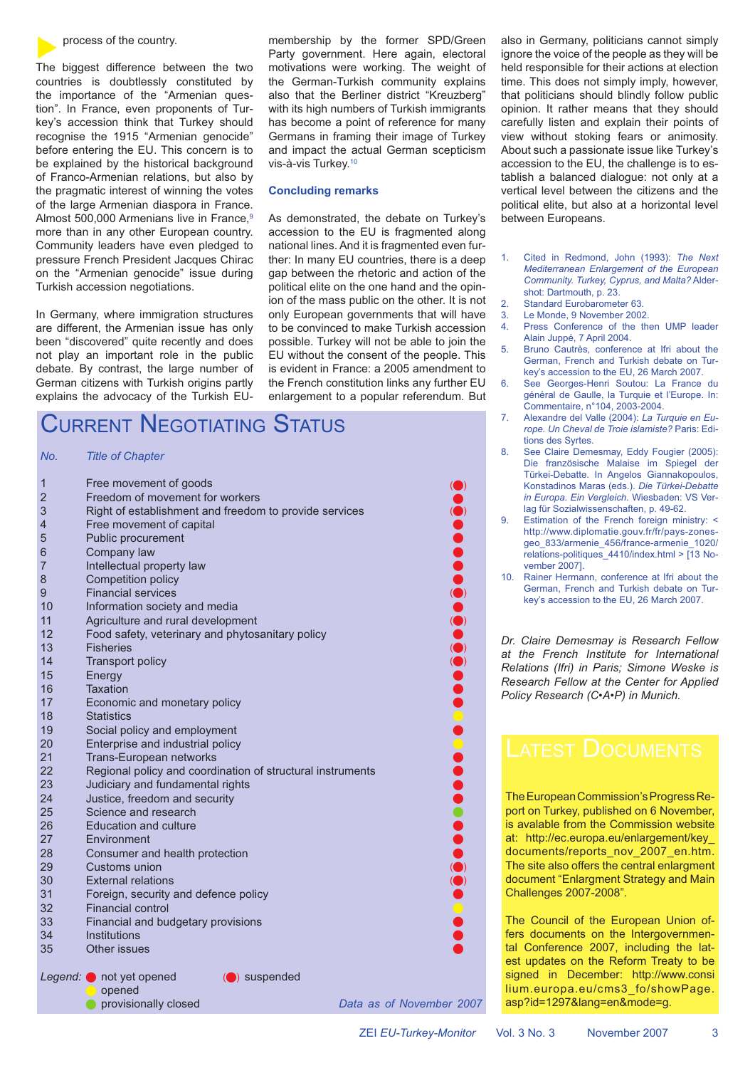process of the country.

The biggest difference between the two countries is doubtlessly constituted by the importance of the "Armenian question". In France, even proponents of Turkey's accession think that Turkey should recognise the 1915 "Armenian genocide" before entering the EU. This concern is to be explained by the historical background of Franco-Armenian relations, but also by the pragmatic interest of winning the votes of the large Armenian diaspora in France. Almost 500,000 Armenians live in France,[9] more than in any other European country. Community leaders have even pledged to pressure French President Jacques Chirac on the "Armenian genocide" issue during Turkish accession negotiations.

In Germany, where immigration structures are different, the Armenian issue has only been "discovered" quite recently and does not play an important role in the public debate. By contrast, the large number of German citizens with Turkish origins partly explains the advocacy of the Turkish EU-membership by the former SPD/Green Party government. Here again, electoral motivations were working. The weight of the German-Turkish community explains also that the Berliner district "Kreuzberg" with its high numbers of Turkish immigrants has become a point of reference for many Germans in framing their image of Turkey and impact the actual German scepticism vis-à-vis Turkey.[10]

## Concluding remarks

As demonstrated, the debate on Turkey's accession to the EU is fragmented along national lines. And it is fragmented even further: In many EU countries, there is a deep gap between the rhetoric and action of the political elite on the one hand and the opinion of the mass public on the other. It is not only European governments that will have to be convinced to make Turkish accession possible. Turkey will not be able to join the EU without the consent of the people. This is evident in France: a 2005 amendment to the French constitution links any further EU enlargement to a popular referendum. But also in Germany, politicians cannot simply ignore the voice of the people as they will be held responsible for their actions at election time. This does not simply imply, however, that politicians should blindly follow public opinion. It rather means that they should carefully listen and explain their points of view without stoking fears or animosity. About such a passionate issue like Turkey's accession to the EU, the challenge is to establish a balanced dialogue: not only at a vertical level between the citizens and the political elite, but also at a horizontal level between Europeans.

1. Cited in Redmond, John (1993): *The Next Mediterranean Enlargement of the European Community. Turkey, Cyprus, and Malta?* Aldershot: Dartmouth, p. 23.
2. Standard Eurobarometer 63.
3. Le Monde, 9 November 2002.
4. Press Conference of the then UMP leader Alain Juppé, 7 April 2004.
5. Bruno Cautrès, conference at Ifri about the German, French and Turkish debate on Turkey's accession to the EU, 26 March 2007.
6. See Georges-Henri Soutou: La France du général de Gaulle, la Turquie et l'Europe. In: Commentaire, n°104, 2003-2004.
7. Alexandre del Valle (2004): *La Turquie en Europe. Un Cheval de Troie islamiste?* Paris: Editions des Syrtes.
8. See Claire Demesmay, Eddy Fougier (2005): Die französische Malaise im Spiegel der Türkei-Debatte. In Angelos Giannakopoulos, Konstadinos Maras (eds.). *Die Türkei-Debatte in Europa. Ein Vergleich.* Wiesbaden: VS Verlag für Sozialwissenschaften, p. 49-62.
9. Estimation of the French foreign ministry: < http://www.diplomatie.gouv.fr/fr/pays-zones-geo_833/armenie_456/france-armenie_1020/relations-politiques_4410/index.html > [13 November 2007].
10. Rainer Hermann, conference at Ifri about the German, French and Turkish debate on Turkey's accession to the EU, 26 March 2007.

*Dr. Claire Demesmay is Research Fellow at the French Institute for International Relations (Ifri) in Paris; Simone Weske is Research Fellow at the Center for Applied Policy Research (C•A•P) in Munich.*

## Current Negotiating Status

| *No.* | *Title of Chapter* | Status |
|---|---|---|
| 1 | Free movement of goods | (●) suspended |
| 2 | Freedom of movement for workers | ● not yet opened |
| 3 | Right of establishment and freedom to provide services | (●) suspended |
| 4 | Free movement of capital | ● not yet opened |
| 5 | Public procurement | ● not yet opened |
| 6 | Company law | ● not yet opened |
| 7 | Intellectual property law | ● not yet opened |
| 8 | Competition policy | ● not yet opened |
| 9 | Financial services | (●) suspended |
| 10 | Information society and media | ● not yet opened |
| 11 | Agriculture and rural development | (●) suspended |
| 12 | Food safety, veterinary and phytosanitary policy | ● not yet opened |
| 13 | Fisheries | (●) suspended |
| 14 | Transport policy | (●) suspended |
| 15 | Energy | ● not yet opened |
| 16 | Taxation | ● not yet opened |
| 17 | Economic and monetary policy | ● not yet opened |
| 18 | Statistics | ● opened |
| 19 | Social policy and employment | ● not yet opened |
| 20 | Enterprise and industrial policy | ● opened |
| 21 | Trans-European networks | ● not yet opened |
| 22 | Regional policy and coordination of structural instruments | ● not yet opened |
| 23 | Judiciary and fundamental rights | ● not yet opened |
| 24 | Justice, freedom and security | ● not yet opened |
| 25 | Science and research | ● provisionally closed |
| 26 | Education and culture | ● not yet opened |
| 27 | Environment | ● not yet opened |
| 28 | Consumer and health protection | ● not yet opened |
| 29 | Customs union | (●) suspended |
| 30 | External relations | (●) suspended |
| 31 | Foreign, security and defence policy | ● not yet opened |
| 32 | Financial control | ● opened |
| 33 | Financial and budgetary provisions | ● not yet opened |
| 34 | Institutions | ● not yet opened |
| 35 | Other issues | ● not yet opened |

*Legend:* ● not yet opened; ● opened; ● provisionally closed; (●) suspended

*Data as of November 2007*

## Latest Documents

The European Commission's Progress Report on Turkey, published on 6 November, is avalable from the Commission website at: http://ec.europa.eu/enlargement/key_documents/reports_nov_2007_en.htm. The site also offers the central enlargment document "Enlargment Strategy and Main Challenges 2007-2008".

The Council of the European Union offers documents on the Intergovernmental Conference 2007, including the latest updates on the Reform Treaty to be signed in December: http://www.consilium.europa.eu/cms3_fo/showPage.asp?id=1297&lang=en&mode=g.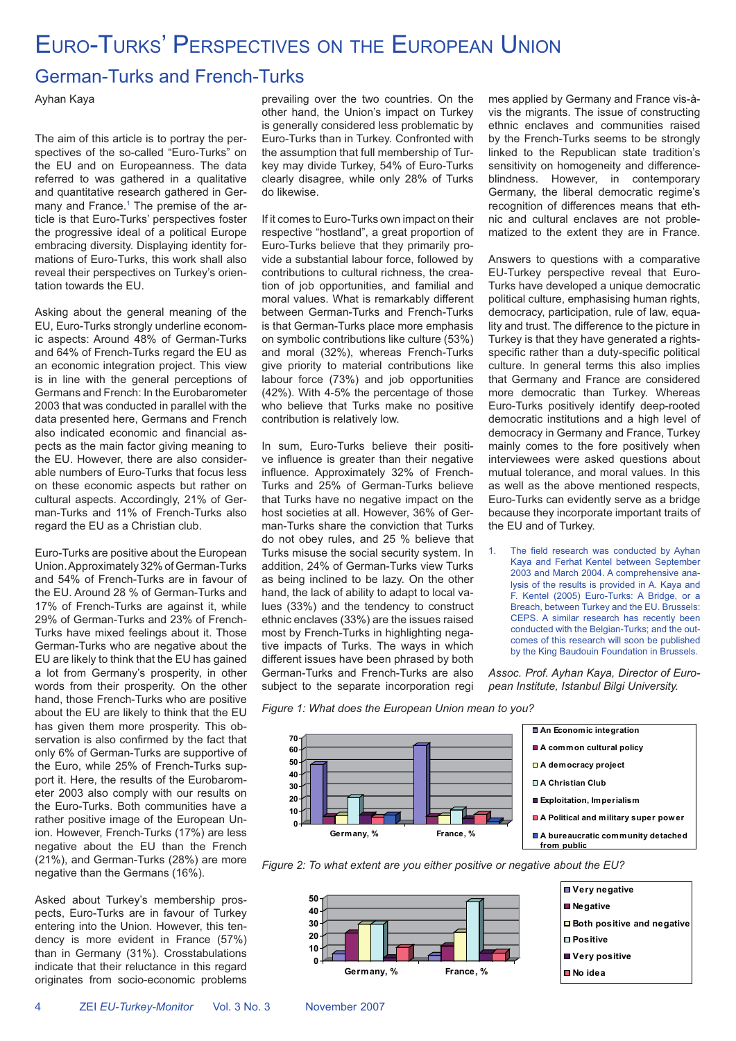# Euro-Turks' Perspectives on the European Union

## German-Turks and French-Turks

Ayhan Kaya

The aim of this article is to portray the perspectives of the so-called "Euro-Turks" on the EU and on Europeanness. The data referred to was gathered in a qualitative and quantitative research gathered in Germany and France.[1] The premise of the article is that Euro-Turks' perspectives foster the progressive ideal of a political Europe embracing diversity. Displaying identity formations of Euro-Turks, this work shall also reveal their perspectives on Turkey's orientation towards the EU.

Asking about the general meaning of the EU, Euro-Turks strongly underline economic aspects: Around 48% of German-Turks and 64% of French-Turks regard the EU as an economic integration project. This view is in line with the general perceptions of Germans and French: In the Eurobarometer 2003 that was conducted in parallel with the data presented here, Germans and French also indicated economic and financial aspects as the main factor giving meaning to the EU. However, there are also considerable numbers of Euro-Turks that focus less on these economic aspects but rather on cultural aspects. Accordingly, 21% of German-Turks and 11% of French-Turks also regard the EU as a Christian club.

Euro-Turks are positive about the European Union. Approximately 32% of German-Turks and 54% of French-Turks are in favour of the EU. Around 28 % of German-Turks and 17% of French-Turks are against it, while 29% of German-Turks and 23% of French-Turks have mixed feelings about it. Those German-Turks who are negative about the EU are likely to think that the EU has gained a lot from Germany's prosperity, in other words from their prosperity. On the other hand, those French-Turks who are positive about the EU are likely to think that the EU has given them more prosperity. This observation is also confirmed by the fact that only 6% of German-Turks are supportive of the Euro, while 25% of French-Turks support it. Here, the results of the Eurobarometer 2003 also comply with our results on the Euro-Turks. Both communities have a rather positive image of the European Union. However, French-Turks (17%) are less negative about the EU than the French (21%), and German-Turks (28%) are more negative than the Germans (16%).

Asked about Turkey's membership prospects, Euro-Turks are in favour of Turkey entering into the Union. However, this tendency is more evident in France (57%) than in Germany (31%). Crosstabulations indicate that their reluctance in this regard originates from socio-economic problems prevailing over the two countries. On the other hand, the Union's impact on Turkey is generally considered less problematic by Euro-Turks than in Turkey. Confronted with the assumption that full membership of Turkey may divide Turkey, 54% of Euro-Turks clearly disagree, while only 28% of Turks do likewise.

If it comes to Euro-Turks own impact on their respective "hostland", a great proportion of Euro-Turks believe that they primarily provide a substantial labour force, followed by contributions to cultural richness, the creation of job opportunities, and familial and moral values. What is remarkably different between German-Turks and French-Turks is that German-Turks place more emphasis on symbolic contributions like culture (53%) and moral (32%), whereas French-Turks give priority to material contributions like labour force (73%) and job opportunities (42%). With 4-5% the percentage of those who believe that Turks make no positive contribution is relatively low.

In sum, Euro-Turks believe their positive influence is greater than their negative influence. Approximately 32% of French-Turks and 25% of German-Turks believe that Turks have no negative impact on the host societies at all. However, 36% of German-Turks share the conviction that Turks do not obey rules, and 25 % believe that Turks misuse the social security system. In addition, 24% of German-Turks view Turks as being inclined to be lazy. On the other hand, the lack of ability to adapt to local values (33%) and the tendency to construct ethnic enclaves (33%) are the issues raised most by French-Turks in highlighting negative impacts of Turks. The ways in which different issues have been phrased by both German-Turks and French-Turks are also subject to the separate incorporation regimes applied by Germany and France vis-à-vis the migrants. The issue of constructing ethnic enclaves and communities raised by the French-Turks seems to be strongly linked to the Republican state tradition's sensitivity on homogeneity and difference-blindness. However, in contemporary Germany, the liberal democratic regime's recognition of differences means that ethnic and cultural enclaves are not problematized to the extent they are in France.

Answers to questions with a comparative EU-Turkey perspective reveal that Euro-Turks have developed a unique democratic political culture, emphasising human rights, democracy, participation, rule of law, equality and trust. The difference to the picture in Turkey is that they have generated a rights-specific rather than a duty-specific political culture. In general terms this also implies that Germany and France are considered more democratic than Turkey. Whereas Euro-Turks positively identify deep-rooted democratic institutions and a high level of democracy in Germany and France, Turkey mainly comes to the fore positively when interviewees were asked questions about mutual tolerance, and moral values. In this as well as the above mentioned respects, Euro-Turks can evidently serve as a bridge because they incorporate important traits of the EU and of Turkey.

1. The field research was conducted by Ayhan Kaya and Ferhat Kentel between September 2003 and March 2004. A comprehensive analysis of the results is provided in A. Kaya and F. Kentel (2005) Euro-Turks: A Bridge, or a Breach, between Turkey and the EU. Brussels: CEPS. A similar research has recently been conducted with the Belgian-Turks; and the outcomes of this research will soon be published by the King Baudouin Foundation in Brussels.

*Assoc. Prof. Ayhan Kaya, Director of European Institute, Istanbul Bilgi University.*

*Figure 1: What does the European Union mean to you?*

70
60
50
40
30
20
10
0
Germany, %
France, %

An Economic integration
A common cultural policy
A democracy project
A Christian Club
Exploitation, Imperialism
A Political and military super power
A bureaucratic community detached from public

*Figure 2: To what extent are you either positive or negative about the EU?*

50
40
30
20
10
0
Germany, %
France, %

Very negative
Negative
Both positive and negative
Positive
Very positive
No idea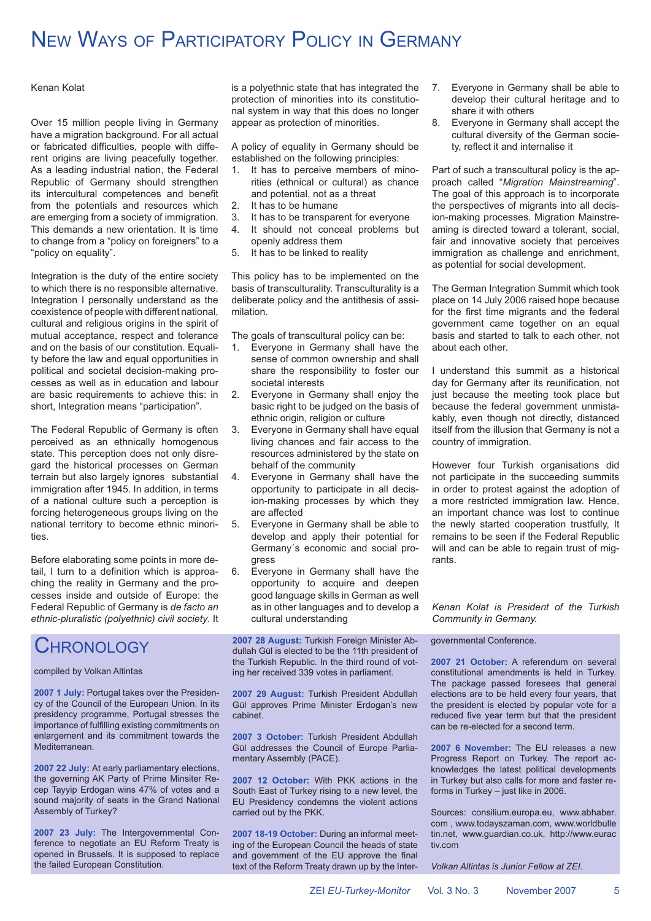# New Ways of Participatory Policy in Germany

Kenan Kolat

Over 15 million people living in Germany have a migration background. For all actual or fabricated difficulties, people with different origins are living peacefully together. As a leading industrial nation, the Federal Republic of Germany should strengthen its intercultural competences and benefit from the potentials and resources which are emerging from a society of immigration. This demands a new orientation. It is time to change from a "policy on foreigners" to a "policy on equality".

Integration is the duty of the entire society to which there is no responsible alternative. Integration I personally understand as the coexistence of people with different national, cultural and religious origins in the spirit of mutual acceptance, respect and tolerance and on the basis of our constitution. Equality before the law and equal opportunities in political and societal decision-making processes as well as in education and labour are basic requirements to achieve this: in short, Integration means "participation".

The Federal Republic of Germany is often perceived as an ethnically homogenous state. This perception does not only disregard the historical processes on German terrain but also largely ignores substantial immigration after 1945. In addition, in terms of a national culture such a perception is forcing heterogeneous groups living on the national territory to become ethnic minorities.

Before elaborating some points in more detail, I turn to a definition which is approaching the reality in Germany and the processes inside and outside of Europe: the Federal Republic of Germany is *de facto an ethnic-pluralistic (polyethnic) civil society*. It is a polyethnic state that has integrated the protection of minorities into its constitutional system in way that this does no longer appear as protection of minorities.

A policy of equality in Germany should be established on the following principles:

1. It has to perceive members of minorities (ethnical or cultural) as chance and potential, not as a threat
2. It has to be humane
3. It has to be transparent for everyone
4. It should not conceal problems but openly address them
5. It has to be linked to reality

This policy has to be implemented on the basis of transculturality. Transculturality is a deliberate policy and the antithesis of assimilation.

The goals of transcultural policy can be:

1. Everyone in Germany shall have the sense of common ownership and shall share the responsibility to foster our societal interests
2. Everyone in Germany shall enjoy the basic right to be judged on the basis of ethnic origin, religion or culture
3. Everyone in Germany shall have equal living chances and fair access to the resources administered by the state on behalf of the community
4. Everyone in Germany shall have the opportunity to participate in all decision-making processes by which they are affected
5. Everyone in Germany shall be able to develop and apply their potential for Germany´s economic and social progress
6. Everyone in Germany shall have the opportunity to acquire and deepen good language skills in German as well as in other languages and to develop a cultural understanding
7. Everyone in Germany shall be able to develop their cultural heritage and to share it with others
8. Everyone in Germany shall accept the cultural diversity of the German society, reflect it and internalise it

Part of such a transcultural policy is the approach called "*Migration Mainstreaming*". The goal of this approach is to incorporate the perspectives of migrants into all decision-making processes. Migration Mainstreaming is directed toward a tolerant, social, fair and innovative society that perceives immigration as challenge and enrichment, as potential for social development.

The German Integration Summit which took place on 14 July 2006 raised hope because for the first time migrants and the federal government came together on an equal basis and started to talk to each other, not about each other.

I understand this summit as a historical day for Germany after its reunification, not just because the meeting took place but because the federal government unmistakably, even though not directly, distanced itself from the illusion that Germany is not a country of immigration.

However four Turkish organisations did not participate in the succeeding summits in order to protest against the adoption of a more restricted immigration law. Hence, an important chance was lost to continue the newly started cooperation trustfully, It remains to be seen if the Federal Republic will and can be able to regain trust of migrants.

*Kenan Kolat is President of the Turkish Community in Germany.*

# Chronology

compiled by Volkan Altintas

**2007 1 July:** Portugal takes over the Presidency of the Council of the European Union. In its presidency programme, Portugal stresses the importance of fulfilling existing commitments on enlargement and its commitment towards the Mediterranean.

**2007 22 July:** At early parliamentary elections, the governing AK Party of Prime Minsiter Recep Tayyip Erdogan wins 47% of votes and a sound majority of seats in the Grand National Assembly of Turkey?

**2007 23 July:** The Intergovernmental Conference to negotiate an EU Reform Treaty is opened in Brussels. It is supposed to replace the failed European Constitution.

**2007 28 August:** Turkish Foreign Minister Abdullah Gül is elected to be the 11th president of the Turkish Republic. In the third round of voting he received 339 votes in parliament.

**2007 29 August:** Turkish President Abdullah Gül approves Prime Minister Erdogan's new cabinet.

**2007 3 October:** Turkish President Abdullah Gül addresses the Council of Europe Parliamentary Assembly (PACE).

**2007 12 October:** With PKK actions in the South East of Turkey rising to a new level, the EU Presidency condemns the violent actions carried out by the PKK.

**2007 18-19 October:** During an informal meeting of the European Council the heads of state and government of the EU approve the final text of the Reform Treaty drawn up by the Intergovernmental Conference.

**2007 21 October:** A referendum on several constitutional amendments is held in Turkey. The package passed foresees that general elections are to be held every four years, that the president is elected by popular vote for a reduced five year term but that the president can be re-elected for a second term.

**2007 6 November:** The EU releases a new Progress Report on Turkey. The report acknowledges the latest political developments in Turkey but also calls for more and faster reforms in Turkey – just like in 2006.

Sources: consilium.europa.eu, www.abhaber.com , www.todayszaman.com, www.worldbulletin.net, www.guardian.co.uk, http://www.euractiv.com

*Volkan Altintas is Junior Fellow at ZEI.*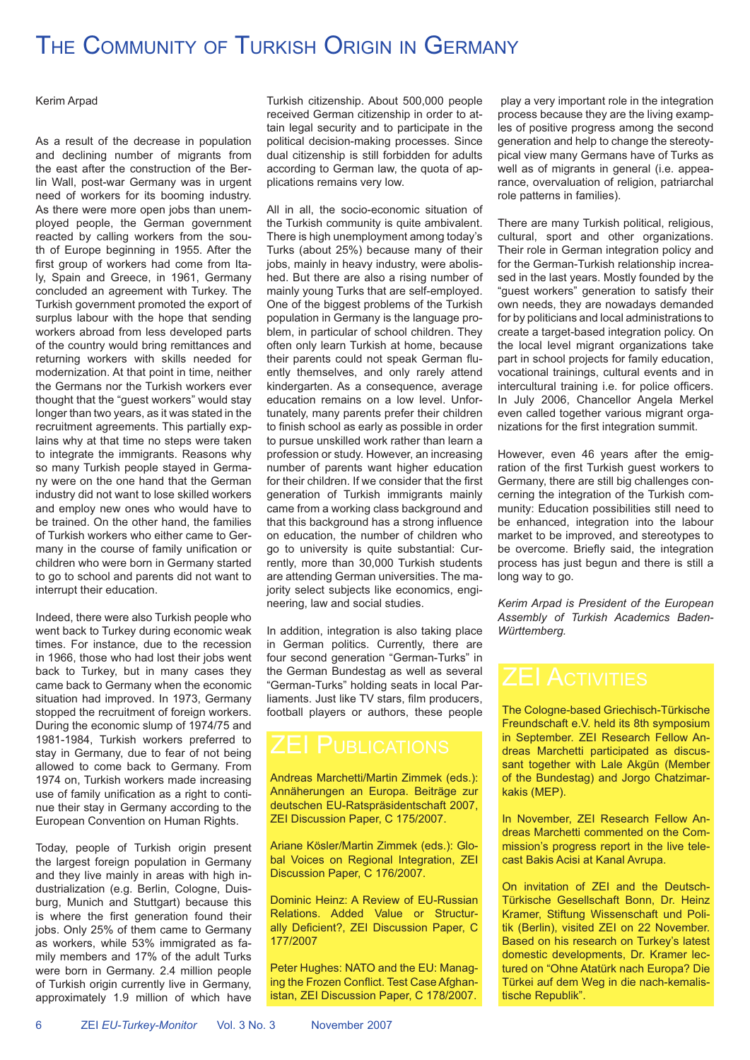# The Community of Turkish Origin in Germany

Kerim Arpad

As a result of the decrease in population and declining number of migrants from the east after the construction of the Berlin Wall, post-war Germany was in urgent need of workers for its booming industry. As there were more open jobs than unemployed people, the German government reacted by calling workers from the south of Europe beginning in 1955. After the first group of workers had come from Italy, Spain and Greece, in 1961, Germany concluded an agreement with Turkey. The Turkish government promoted the export of surplus labour with the hope that sending workers abroad from less developed parts of the country would bring remittances and returning workers with skills needed for modernization. At that point in time, neither the Germans nor the Turkish workers ever thought that the "guest workers" would stay longer than two years, as it was stated in the recruitment agreements. This partially explains why at that time no steps were taken to integrate the immigrants. Reasons why so many Turkish people stayed in Germany were on the one hand that the German industry did not want to lose skilled workers and employ new ones who would have to be trained. On the other hand, the families of Turkish workers who either came to Germany in the course of family unification or children who were born in Germany started to go to school and parents did not want to interrupt their education.

Indeed, there were also Turkish people who went back to Turkey during economic weak times. For instance, due to the recession in 1966, those who had lost their jobs went back to Turkey, but in many cases they came back to Germany when the economic situation had improved. In 1973, Germany stopped the recruitment of foreign workers. During the economic slump of 1974/75 and 1981-1984, Turkish workers preferred to stay in Germany, due to fear of not being allowed to come back to Germany. From 1974 on, Turkish workers made increasing use of family unification as a right to continue their stay in Germany according to the European Convention on Human Rights.

Today, people of Turkish origin present the largest foreign population in Germany and they live mainly in areas with high industrialization (e.g. Berlin, Cologne, Duisburg, Munich and Stuttgart) because this is where the first generation found their jobs. Only 25% of them came to Germany as workers, while 53% immigrated as family members and 17% of the adult Turks were born in Germany. 2.4 million people of Turkish origin currently live in Germany, approximately 1.9 million of which have Turkish citizenship. About 500,000 people received German citizenship in order to attain legal security and to participate in the political decision-making processes. Since dual citizenship is still forbidden for adults according to German law, the quota of applications remains very low.

All in all, the socio-economic situation of the Turkish community is quite ambivalent. There is high unemployment among today's Turks (about 25%) because many of their jobs, mainly in heavy industry, were abolished. But there are also a rising number of mainly young Turks that are self-employed. One of the biggest problems of the Turkish population in Germany is the language problem, in particular of school children. They often only learn Turkish at home, because their parents could not speak German fluently themselves, and only rarely attend kindergarten. As a consequence, average education remains on a low level. Unfortunately, many parents prefer their children to finish school as early as possible in order to pursue unskilled work rather than learn a profession or study. However, an increasing number of parents want higher education for their children. If we consider that the first generation of Turkish immigrants mainly came from a working class background and that this background has a strong influence on education, the number of children who go to university is quite substantial: Currently, more than 30,000 Turkish students are attending German universities. The majority select subjects like economics, engineering, law and social studies.

In addition, integration is also taking place in German politics. Currently, there are four second generation "German-Turks" in the German Bundestag as well as several "German-Turks" holding seats in local Parliaments. Just like TV stars, film producers, football players or authors, these people play a very important role in the integration process because they are the living examples of positive progress among the second generation and help to change the stereotypical view many Germans have of Turks as well as of migrants in general (i.e. appearance, overvaluation of religion, patriarchal role patterns in families).

There are many Turkish political, religious, cultural, sport and other organizations. Their role in German integration policy and for the German-Turkish relationship increased in the last years. Mostly founded by the "guest workers" generation to satisfy their own needs, they are nowadays demanded for by politicians and local administrations to create a target-based integration policy. On the local level migrant organizations take part in school projects for family education, vocational trainings, cultural events and in intercultural training i.e. for police officers. In July 2006, Chancellor Angela Merkel even called together various migrant organizations for the first integration summit.

However, even 46 years after the emigration of the first Turkish guest workers to Germany, there are still big challenges concerning the integration of the Turkish community: Education possibilities still need to be enhanced, integration into the labour market to be improved, and stereotypes to be overcome. Briefly said, the integration process has just begun and there is still a long way to go.

*Kerim Arpad is President of the European Assembly of Turkish Academics Baden-Württemberg.*

## ZEI Publications

Andreas Marchetti/Martin Zimmek (eds.): Annäherungen an Europa. Beiträge zur deutschen EU-Ratspräsidentschaft 2007, ZEI Discussion Paper, C 175/2007.

Ariane Kösler/Martin Zimmek (eds.): Global Voices on Regional Integration, ZEI Discussion Paper, C 176/2007.

Dominic Heinz: A Review of EU-Russian Relations. Added Value or Structurally Deficient?, ZEI Discussion Paper, C 177/2007

Peter Hughes: NATO and the EU: Managing the Frozen Conflict. Test Case Afghanistan, ZEI Discussion Paper, C 178/2007.

## ZEI Activities

The Cologne-based Griechisch-Türkische Freundschaft e.V. held its 8th symposium in September. ZEI Research Fellow Andreas Marchetti participated as discussant together with Lale Akgün (Member of the Bundestag) and Jorgo Chatzimarkakis (MEP).

In November, ZEI Research Fellow Andreas Marchetti commented on the Commission's progress report in the live telecast Bakis Acisi at Kanal Avrupa.

On invitation of ZEI and the Deutsch-Türkische Gesellschaft Bonn, Dr. Heinz Kramer, Stiftung Wissenschaft und Politik (Berlin), visited ZEI on 22 November. Based on his research on Turkey's latest domestic developments, Dr. Kramer lectured on "Ohne Atatürk nach Europa? Die Türkei auf dem Weg in die nach-kemalistische Republik".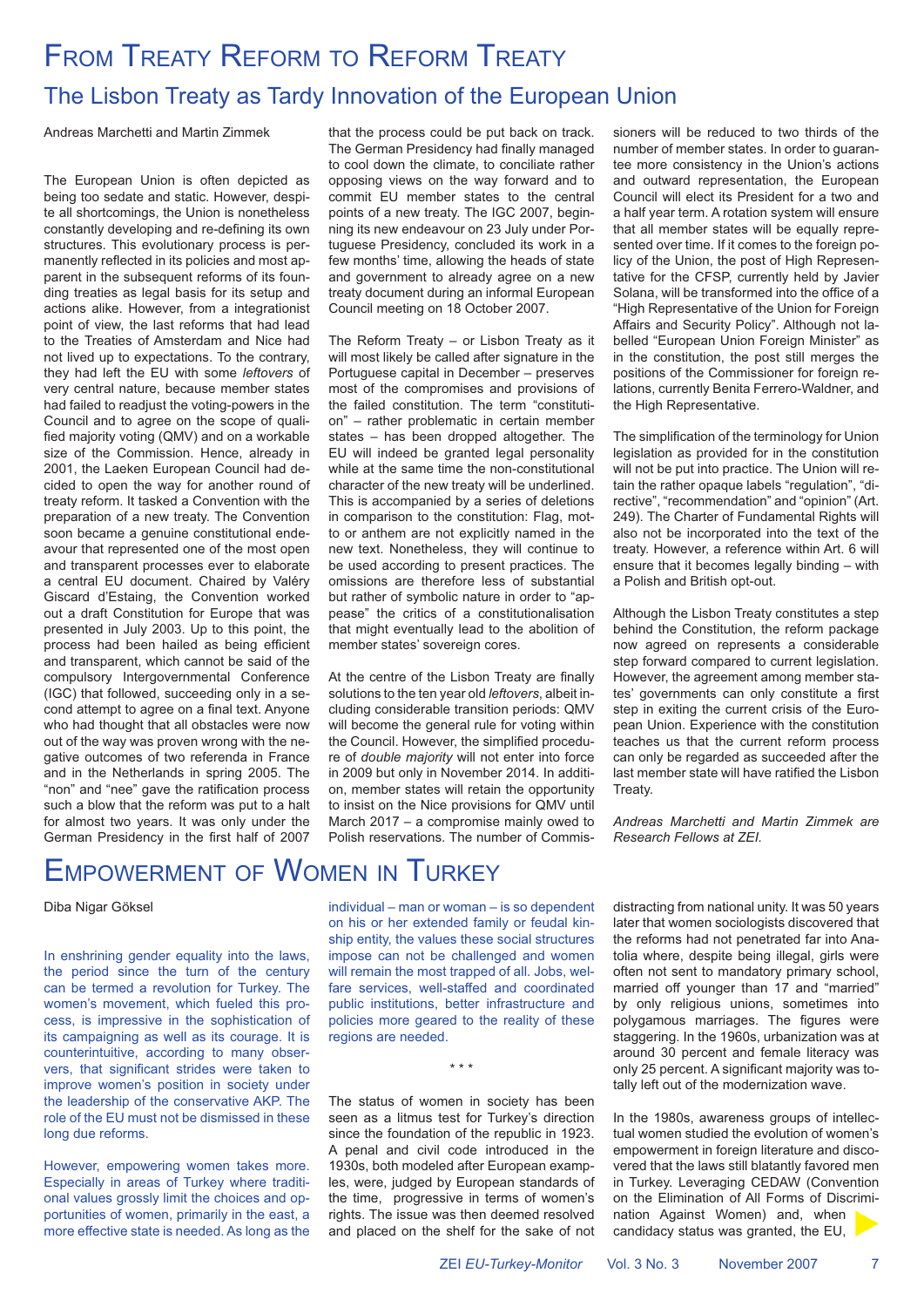# From Treaty Reform to Reform Treaty

## The Lisbon Treaty as Tardy Innovation of the European Union

Andreas Marchetti and Martin Zimmek

The European Union is often depicted as being too sedate and static. However, despite all shortcomings, the Union is nonetheless constantly developing and re-defining its own structures. This evolutionary process is permanently reflected in its policies and most apparent in the subsequent reforms of its founding treaties as legal basis for its setup and actions alike. However, from a integrationist point of view, the last reforms that had lead to the Treaties of Amsterdam and Nice had not lived up to expectations. To the contrary, they had left the EU with some *leftovers* of very central nature, because member states had failed to readjust the voting-powers in the Council and to agree on the scope of qualified majority voting (QMV) and on a workable size of the Commission. Hence, already in 2001, the Laeken European Council had decided to open the way for another round of treaty reform. It tasked a Convention with the preparation of a new treaty. The Convention soon became a genuine constitutional endeavour that represented one of the most open and transparent processes ever to elaborate a central EU document. Chaired by Valéry Giscard d'Estaing, the Convention worked out a draft Constitution for Europe that was presented in July 2003. Up to this point, the process had been hailed as being efficient and transparent, which cannot be said of the compulsory Intergovernmental Conference (IGC) that followed, succeeding only in a second attempt to agree on a final text. Anyone who had thought that all obstacles were now out of the way was proven wrong with the negative outcomes of two referenda in France and in the Netherlands in spring 2005. The "non" and "nee" gave the ratification process such a blow that the reform was put to a halt for almost two years. It was only under the German Presidency in the first half of 2007 that the process could be put back on track. The German Presidency had finally managed to cool down the climate, to conciliate rather opposing views on the way forward and to commit EU member states to the central points of a new treaty. The IGC 2007, beginning its new endeavour on 23 July under Portuguese Presidency, concluded its work in a few months' time, allowing the heads of state and government to already agree on a new treaty document during an informal European Council meeting on 18 October 2007.

The Reform Treaty – or Lisbon Treaty as it will most likely be called after signature in the Portuguese capital in December – preserves most of the compromises and provisions of the failed constitution. The term "constitution" – rather problematic in certain member states – has been dropped altogether. The EU will indeed be granted legal personality while at the same time the non-constitutional character of the new treaty will be underlined. This is accompanied by a series of deletions in comparison to the constitution: Flag, motto or anthem are not explicitly named in the new text. Nonetheless, they will continue to be used according to present practices. The omissions are therefore less of substantial but rather of symbolic nature in order to "appease" the critics of a constitutionalisation that might eventually lead to the abolition of member states' sovereign cores.

At the centre of the Lisbon Treaty are finally solutions to the ten year old *leftovers*, albeit including considerable transition periods: QMV will become the general rule for voting within the Council. However, the simplified procedure of *double majority* will not enter into force in 2009 but only in November 2014. In addition, member states will retain the opportunity to insist on the Nice provisions for QMV until March 2017 – a compromise mainly owed to Polish reservations. The number of Commissioners will be reduced to two thirds of the number of member states. In order to guarantee more consistency in the Union's actions and outward representation, the European Council will elect its President for a two and a half year term. A rotation system will ensure that all member states will be equally represented over time. If it comes to the foreign policy of the Union, the post of High Representative for the CFSP, currently held by Javier Solana, will be transformed into the office of a "High Representative of the Union for Foreign Affairs and Security Policy". Although not labelled "European Union Foreign Minister" as in the constitution, the post still merges the positions of the Commissioner for foreign relations, currently Benita Ferrero-Waldner, and the High Representative.

The simplification of the terminology for Union legislation as provided for in the constitution will not be put into practice. The Union will retain the rather opaque labels "regulation", "directive", "recommendation" and "opinion" (Art. 249). The Charter of Fundamental Rights will also not be incorporated into the text of the treaty. However, a reference within Art. 6 will ensure that it becomes legally binding – with a Polish and British opt-out.

Although the Lisbon Treaty constitutes a step behind the Constitution, the reform package now agreed on represents a considerable step forward compared to current legislation. However, the agreement among member states' governments can only constitute a first step in exiting the current crisis of the European Union. Experience with the constitution teaches us that the current reform process can only be regarded as succeeded after the last member state will have ratified the Lisbon Treaty.

*Andreas Marchetti and Martin Zimmek are Research Fellows at ZEI.*

# Empowerment of Women in Turkey

Diba Nigar Göksel

In enshrining gender equality into the laws, the period since the turn of the century can be termed a revolution for Turkey. The women's movement, which fueled this process, is impressive in the sophistication of its campaigning as well as its courage. It is counterintuitive, according to many observers, that significant strides were taken to improve women's position in society under the leadership of the conservative AKP. The role of the EU must not be dismissed in these long due reforms.

However, empowering women takes more. Especially in areas of Turkey where traditional values grossly limit the choices and opportunities of women, primarily in the east, a more effective state is needed. As long as the individual – man or woman – is so dependent on his or her extended family or feudal kinship entity, the values these social structures impose can not be challenged and women will remain the most trapped of all. Jobs, welfare services, well-staffed and coordinated public institutions, better infrastructure and policies more geared to the reality of these regions are needed.

\* \* \*

The status of women in society has been seen as a litmus test for Turkey's direction since the foundation of the republic in 1923. A penal and civil code introduced in the 1930s, both modeled after European examples, were, judged by European standards of the time, progressive in terms of women's rights. The issue was then deemed resolved and placed on the shelf for the sake of not distracting from national unity. It was 50 years later that women sociologists discovered that the reforms had not penetrated far into Anatolia where, despite being illegal, girls were often not sent to mandatory primary school, married off younger than 17 and "married" by only religious unions, sometimes into polygamous marriages. The figures were staggering. In the 1960s, urbanization was at around 30 percent and female literacy was only 25 percent. A significant majority was totally left out of the modernization wave.

In the 1980s, awareness groups of intellectual women studied the evolution of women's empowerment in foreign literature and discovered that the laws still blatantly favored men in Turkey. Leveraging CEDAW (Convention on the Elimination of All Forms of Discrimination Against Women) and, when candidacy status was granted, the EU,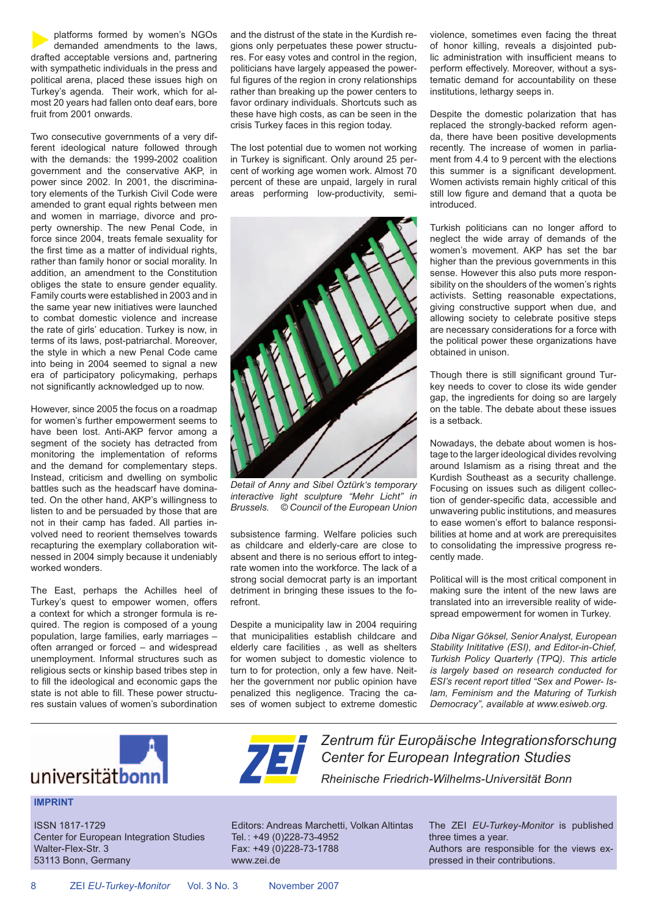platforms formed by women's NGOs demanded amendments to the laws, drafted acceptable versions and, partnering with sympathetic individuals in the press and political arena, placed these issues high on Turkey's agenda. Their work, which for almost 20 years had fallen onto deaf ears, bore fruit from 2001 onwards.

Two consecutive governments of a very different ideological nature followed through with the demands: the 1999-2002 coalition government and the conservative AKP, in power since 2002. In 2001, the discriminatory elements of the Turkish Civil Code were amended to grant equal rights between men and women in marriage, divorce and property ownership. The new Penal Code, in force since 2004, treats female sexuality for the first time as a matter of individual rights, rather than family honor or social morality. In addition, an amendment to the Constitution obliges the state to ensure gender equality. Family courts were established in 2003 and in the same year new initiatives were launched to combat domestic violence and increase the rate of girls' education. Turkey is now, in terms of its laws, post-patriarchal. Moreover, the style in which a new Penal Code came into being in 2004 seemed to signal a new era of participatory policymaking, perhaps not significantly acknowledged up to now.

However, since 2005 the focus on a roadmap for women's further empowerment seems to have been lost. Anti-AKP fervor among a segment of the society has detracted from monitoring the implementation of reforms and the demand for complementary steps. Instead, criticism and dwelling on symbolic battles such as the headscarf have dominated. On the other hand, AKP's willingness to listen to and be persuaded by those that are not in their camp has faded. All parties involved need to reorient themselves towards recapturing the exemplary collaboration witnessed in 2004 simply because it undeniably worked wonders.

The East, perhaps the Achilles heel of Turkey's quest to empower women, offers a context for which a stronger formula is required. The region is composed of a young population, large families, early marriages – often arranged or forced – and widespread unemployment. Informal structures such as religious sects or kinship based tribes step in to fill the ideological and economic gaps the state is not able to fill. These power structures sustain values of women's subordination and the distrust of the state in the Kurdish regions only perpetuates these power structures. For easy votes and control in the region, politicians have largely appeased the powerful figures of the region in crony relationships rather than breaking up the power centers to favor ordinary individuals. Shortcuts such as these have high costs, as can be seen in the crisis Turkey faces in this region today.

The lost potential due to women not working in Turkey is significant. Only around 25 percent of working age women work. Almost 70 percent of these are unpaid, largely in rural areas performing low-productivity, semi-subsistence farming. Welfare policies such as childcare and elderly-care are close to absent and there is no serious effort to integrate women into the workforce. The lack of a strong social democrat party is an important detriment in bringing these issues to the forefront.

*Detail of Anny and Sibel Öztürk's temporary interactive light sculpture "Mehr Licht" in Brussels. © Council of the European Union*

Despite a municipality law in 2004 requiring that municipalities establish childcare and elderly care facilities , as well as shelters for women subject to domestic violence to turn to for protection, only a few have. Neither the government nor public opinion have penalized this negligence. Tracing the cases of women subject to extreme domestic violence, sometimes even facing the threat of honor killing, reveals a disjointed public administration with insufficient means to perform effectively. Moreover, without a systematic demand for accountability on these institutions, lethargy seeps in.

Despite the domestic polarization that has replaced the strongly-backed reform agenda, there have been positive developments recently. The increase of women in parliament from 4.4 to 9 percent with the elections this summer is a significant development. Women activists remain highly critical of this still low figure and demand that a quota be introduced.

Turkish politicians can no longer afford to neglect the wide array of demands of the women's movement. AKP has set the bar higher than the previous governments in this sense. However this also puts more responsibility on the shoulders of the women's rights activists. Setting reasonable expectations, giving constructive support when due, and allowing society to celebrate positive steps are necessary considerations for a force with the political power these organizations have obtained in unison.

Though there is still significant ground Turkey needs to cover to close its wide gender gap, the ingredients for doing so are largely on the table. The debate about these issues is a setback.

Nowadays, the debate about women is hostage to the larger ideological divides revolving around Islamism as a rising threat and the Kurdish Southeast as a security challenge. Focusing on issues such as diligent collection of gender-specific data, accessible and unwavering public institutions, and measures to ease women's effort to balance responsibilities at home and at work are prerequisites to consolidating the impressive progress recently made.

Political will is the most critical component in making sure the intent of the new laws are translated into an irreversible reality of widespread empowerment for women in Turkey.

*Diba Nigar Göksel, Senior Analyst, European Stability Inititative (ESI), and Editor-in-Chief, Turkish Policy Quarterly (TPQ). This article is largely based on research conducted for ESI's recent report titled "Sex and Power- Islam, Feminism and the Maturing of Turkish Democracy", available at www.esiweb.org.*

---

universitätbonn

ZEI

*Zentrum für Europäische Integrationsforschung*
*Center for European Integration Studies*
*Rheinische Friedrich-Wilhelms-Universität Bonn*

**IMPRINT**

ISSN 1817-1729
Center for European Integration Studies
Walter-Flex-Str. 3
53113 Bonn, Germany

Editors: Andreas Marchetti, Volkan Altintas
Tel.: +49 (0)228-73-4952
Fax: +49 (0)228-73-1788
www.zei.de

The ZEI *EU-Turkey-Monitor* is published three times a year.
Authors are responsible for the views expressed in their contributions.